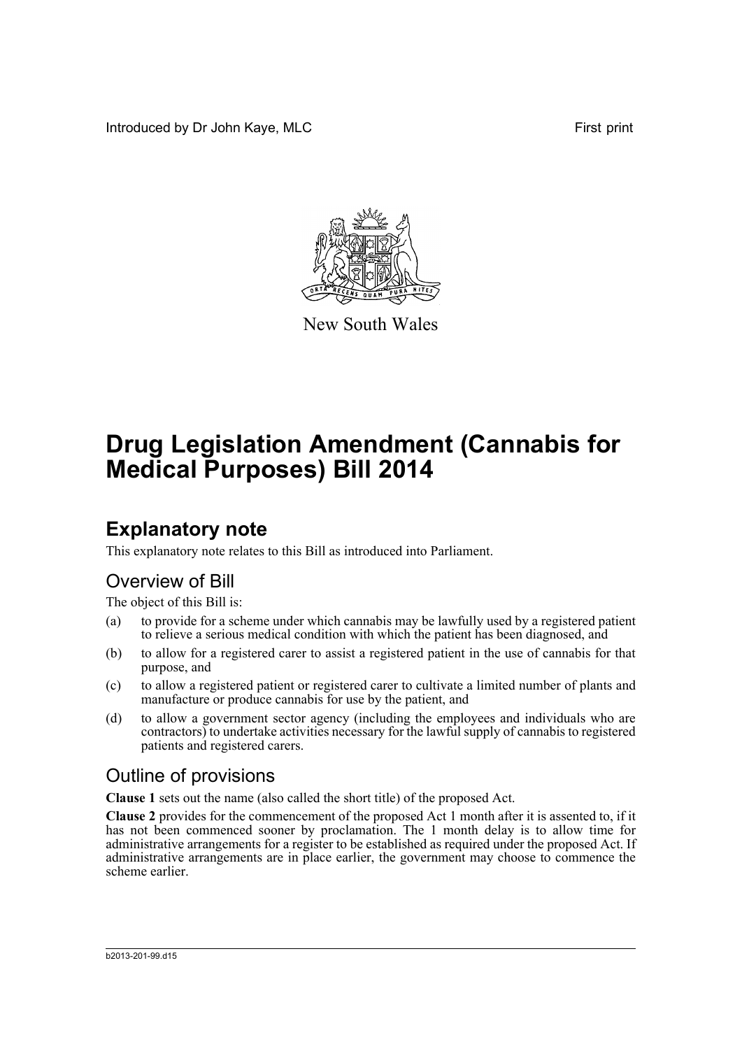Introduced by Dr John Kaye, MLC First print

New South Wales

# Drug Legislation Amendment (Cannabis for Medical Purposes) Bill 2014

## Explanatory note

This explanatory note relates to this Bill as introduced into Parliament.

### Overview of Bill

The object of this Bill is:

(a) to provide for a scheme under which cannabis may be lawfully used by a registered patient to relieve a serious medical condition with which the patient has been diagnosed, and

(b) to allow for a registered carer to assist a registered patient in the use of cannabis for that purpose, and

(c) to allow a registered patient or registered carer to cultivate a limited number of plants and manufacture or produce cannabis for use by the patient, and

(d) to allow a government sector agency (including the employees and individuals who are contractors) to undertake activities necessary for the lawful supply of cannabis to registered patients and registered carers.

### Outline of provisions

**Clause 1** sets out the name (also called the short title) of the proposed Act.

**Clause 2** provides for the commencement of the proposed Act 1 month after it is assented to, if it has not been commenced sooner by proclamation. The 1 month delay is to allow time for administrative arrangements for a register to be established as required under the proposed Act. If administrative arrangements are in place earlier, the government may choose to commence the scheme earlier.

b2013-201-99.d15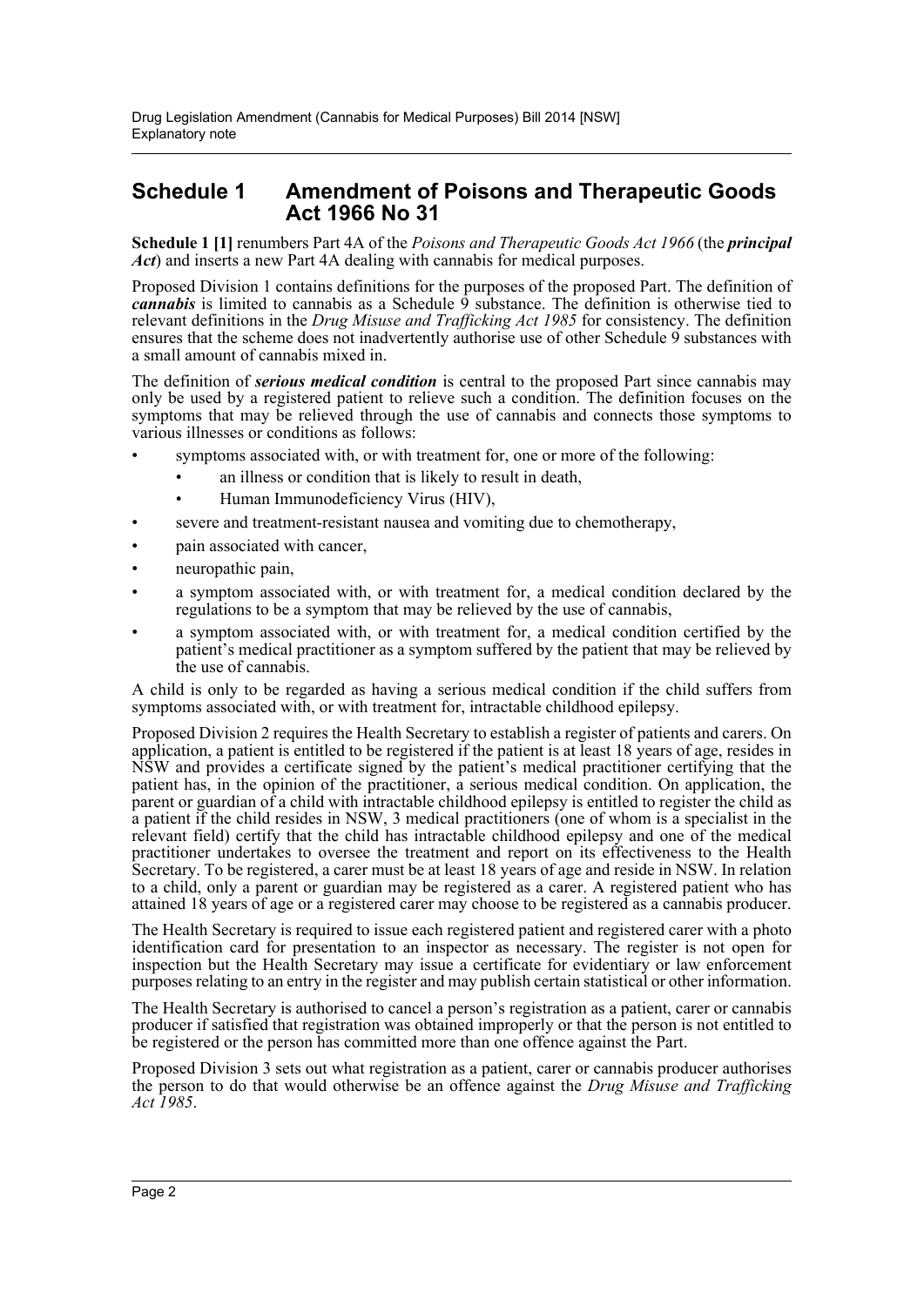## Schedule 1 Amendment of Poisons and Therapeutic Goods Act 1966 No 31

**Schedule 1 [1]** renumbers Part 4A of the *Poisons and Therapeutic Goods Act 1966* (the ***principal Act***) and inserts a new Part 4A dealing with cannabis for medical purposes.

Proposed Division 1 contains definitions for the purposes of the proposed Part. The definition of ***cannabis*** is limited to cannabis as a Schedule 9 substance. The definition is otherwise tied to relevant definitions in the *Drug Misuse and Trafficking Act 1985* for consistency. The definition ensures that the scheme does not inadvertently authorise use of other Schedule 9 substances with a small amount of cannabis mixed in.

The definition of ***serious medical condition*** is central to the proposed Part since cannabis may only be used by a registered patient to relieve such a condition. The definition focuses on the symptoms that may be relieved through the use of cannabis and connects those symptoms to various illnesses or conditions as follows:

- symptoms associated with, or with treatment for, one or more of the following:
  - an illness or condition that is likely to result in death,
  - Human Immunodeficiency Virus (HIV),
- severe and treatment-resistant nausea and vomiting due to chemotherapy,
- pain associated with cancer,
- neuropathic pain,
- a symptom associated with, or with treatment for, a medical condition declared by the regulations to be a symptom that may be relieved by the use of cannabis,
- a symptom associated with, or with treatment for, a medical condition certified by the patient's medical practitioner as a symptom suffered by the patient that may be relieved by the use of cannabis.

A child is only to be regarded as having a serious medical condition if the child suffers from symptoms associated with, or with treatment for, intractable childhood epilepsy.

Proposed Division 2 requires the Health Secretary to establish a register of patients and carers. On application, a patient is entitled to be registered if the patient is at least 18 years of age, resides in NSW and provides a certificate signed by the patient's medical practitioner certifying that the patient has, in the opinion of the practitioner, a serious medical condition. On application, the parent or guardian of a child with intractable childhood epilepsy is entitled to register the child as a patient if the child resides in NSW, 3 medical practitioners (one of whom is a specialist in the relevant field) certify that the child has intractable childhood epilepsy and one of the medical practitioner undertakes to oversee the treatment and report on its effectiveness to the Health Secretary. To be registered, a carer must be at least 18 years of age and reside in NSW. In relation to a child, only a parent or guardian may be registered as a carer. A registered patient who has attained 18 years of age or a registered carer may choose to be registered as a cannabis producer.

The Health Secretary is required to issue each registered patient and registered carer with a photo identification card for presentation to an inspector as necessary. The register is not open for inspection but the Health Secretary may issue a certificate for evidentiary or law enforcement purposes relating to an entry in the register and may publish certain statistical or other information.

The Health Secretary is authorised to cancel a person's registration as a patient, carer or cannabis producer if satisfied that registration was obtained improperly or that the person is not entitled to be registered or the person has committed more than one offence against the Part.

Proposed Division 3 sets out what registration as a patient, carer or cannabis producer authorises the person to do that would otherwise be an offence against the *Drug Misuse and Trafficking Act 1985*.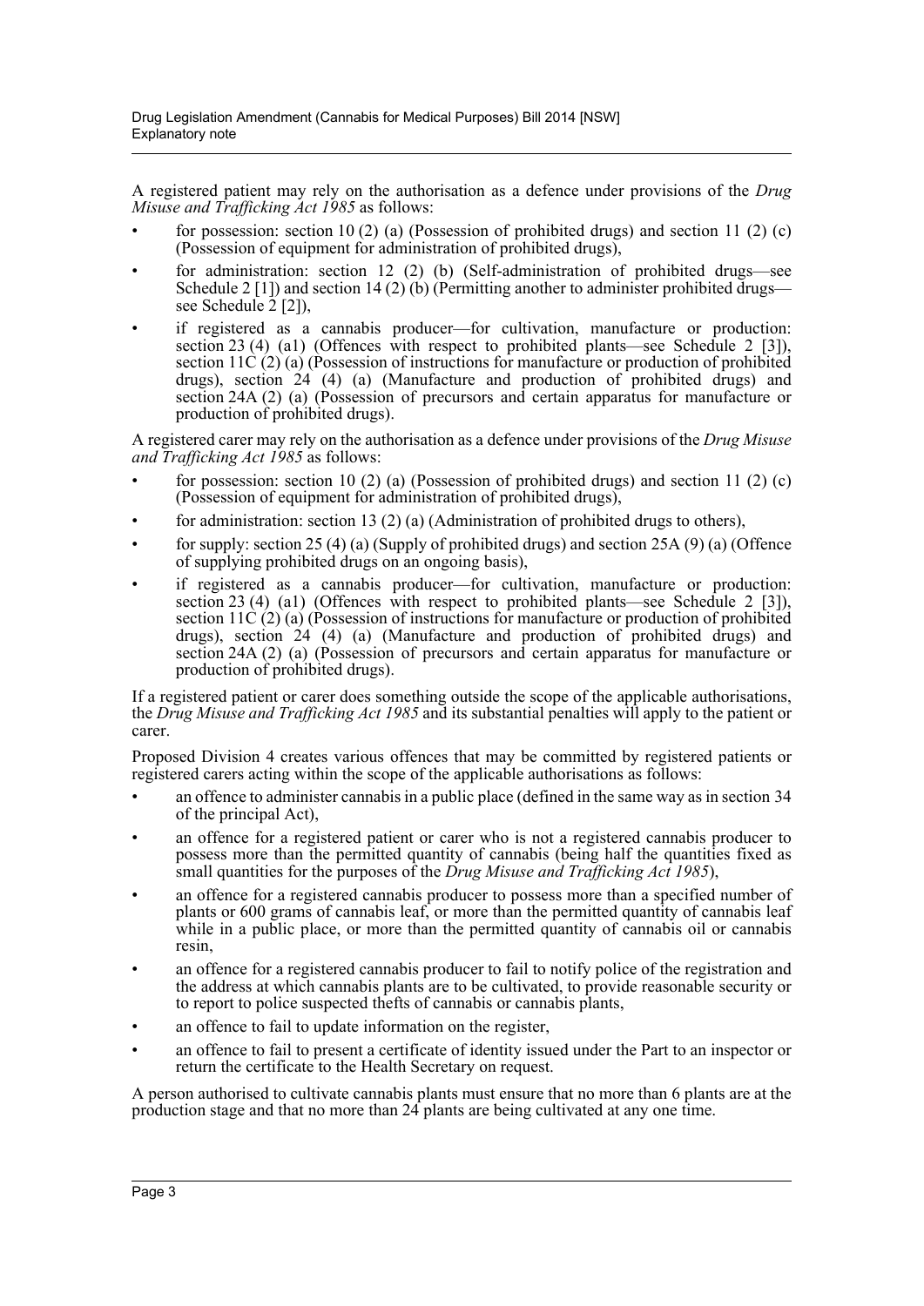A registered patient may rely on the authorisation as a defence under provisions of the *Drug Misuse and Trafficking Act 1985* as follows:

- for possession: section 10 (2) (a) (Possession of prohibited drugs) and section 11 (2) (c) (Possession of equipment for administration of prohibited drugs),
- for administration: section 12 (2) (b) (Self-administration of prohibited drugs—see Schedule 2 [1]) and section 14 (2) (b) (Permitting another to administer prohibited drugs—see Schedule 2 [2]),
- if registered as a cannabis producer—for cultivation, manufacture or production: section 23 (4) (a1) (Offences with respect to prohibited plants—see Schedule 2 [3]), section 11C (2) (a) (Possession of instructions for manufacture or production of prohibited drugs), section 24 (4) (a) (Manufacture and production of prohibited drugs) and section 24A (2) (a) (Possession of precursors and certain apparatus for manufacture or production of prohibited drugs).

A registered carer may rely on the authorisation as a defence under provisions of the *Drug Misuse and Trafficking Act 1985* as follows:

- for possession: section 10 (2) (a) (Possession of prohibited drugs) and section 11 (2) (c) (Possession of equipment for administration of prohibited drugs),
- for administration: section 13 (2) (a) (Administration of prohibited drugs to others),
- for supply: section 25 (4) (a) (Supply of prohibited drugs) and section 25A (9) (a) (Offence of supplying prohibited drugs on an ongoing basis),
- if registered as a cannabis producer—for cultivation, manufacture or production: section 23 (4) (a1) (Offences with respect to prohibited plants—see Schedule 2 [3]), section 11C (2) (a) (Possession of instructions for manufacture or production of prohibited drugs), section 24 (4) (a) (Manufacture and production of prohibited drugs) and section 24A (2) (a) (Possession of precursors and certain apparatus for manufacture or production of prohibited drugs).

If a registered patient or carer does something outside the scope of the applicable authorisations, the *Drug Misuse and Trafficking Act 1985* and its substantial penalties will apply to the patient or carer.

Proposed Division 4 creates various offences that may be committed by registered patients or registered carers acting within the scope of the applicable authorisations as follows:

- an offence to administer cannabis in a public place (defined in the same way as in section 34 of the principal Act),
- an offence for a registered patient or carer who is not a registered cannabis producer to possess more than the permitted quantity of cannabis (being half the quantities fixed as small quantities for the purposes of the *Drug Misuse and Trafficking Act 1985*),
- an offence for a registered cannabis producer to possess more than a specified number of plants or 600 grams of cannabis leaf, or more than the permitted quantity of cannabis leaf while in a public place, or more than the permitted quantity of cannabis oil or cannabis resin,
- an offence for a registered cannabis producer to fail to notify police of the registration and the address at which cannabis plants are to be cultivated, to provide reasonable security or to report to police suspected thefts of cannabis or cannabis plants,
- an offence to fail to update information on the register,
- an offence to fail to present a certificate of identity issued under the Part to an inspector or return the certificate to the Health Secretary on request.

A person authorised to cultivate cannabis plants must ensure that no more than 6 plants are at the production stage and that no more than 24 plants are being cultivated at any one time.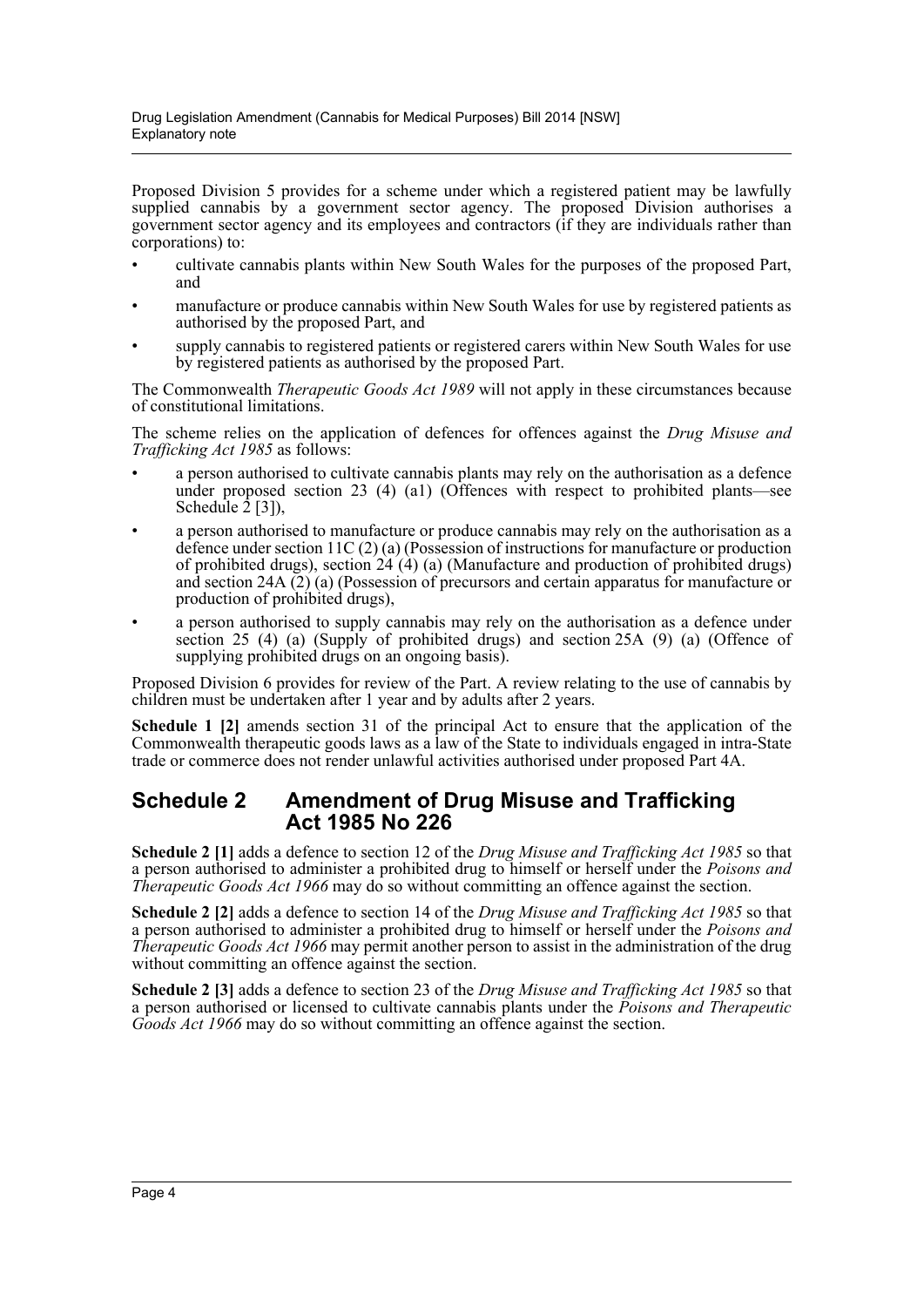Proposed Division 5 provides for a scheme under which a registered patient may be lawfully supplied cannabis by a government sector agency. The proposed Division authorises a government sector agency and its employees and contractors (if they are individuals rather than corporations) to:

- cultivate cannabis plants within New South Wales for the purposes of the proposed Part, and
- manufacture or produce cannabis within New South Wales for use by registered patients as authorised by the proposed Part, and
- supply cannabis to registered patients or registered carers within New South Wales for use by registered patients as authorised by the proposed Part.

The Commonwealth *Therapeutic Goods Act 1989* will not apply in these circumstances because of constitutional limitations.

The scheme relies on the application of defences for offences against the *Drug Misuse and Trafficking Act 1985* as follows:

- a person authorised to cultivate cannabis plants may rely on the authorisation as a defence under proposed section 23 (4) (a1) (Offences with respect to prohibited plants—see Schedule 2 [3]),
- a person authorised to manufacture or produce cannabis may rely on the authorisation as a defence under section 11C (2) (a) (Possession of instructions for manufacture or production of prohibited drugs), section 24 (4) (a) (Manufacture and production of prohibited drugs) and section 24A (2) (a) (Possession of precursors and certain apparatus for manufacture or production of prohibited drugs),
- a person authorised to supply cannabis may rely on the authorisation as a defence under section 25 (4) (a) (Supply of prohibited drugs) and section 25A (9) (a) (Offence of supplying prohibited drugs on an ongoing basis).

Proposed Division 6 provides for review of the Part. A review relating to the use of cannabis by children must be undertaken after 1 year and by adults after 2 years.

**Schedule 1 [2]** amends section 31 of the principal Act to ensure that the application of the Commonwealth therapeutic goods laws as a law of the State to individuals engaged in intra-State trade or commerce does not render unlawful activities authorised under proposed Part 4A.

## Schedule 2 Amendment of Drug Misuse and Trafficking Act 1985 No 226

**Schedule 2 [1]** adds a defence to section 12 of the *Drug Misuse and Trafficking Act 1985* so that a person authorised to administer a prohibited drug to himself or herself under the *Poisons and Therapeutic Goods Act 1966* may do so without committing an offence against the section.

**Schedule 2 [2]** adds a defence to section 14 of the *Drug Misuse and Trafficking Act 1985* so that a person authorised to administer a prohibited drug to himself or herself under the *Poisons and Therapeutic Goods Act 1966* may permit another person to assist in the administration of the drug without committing an offence against the section.

**Schedule 2 [3]** adds a defence to section 23 of the *Drug Misuse and Trafficking Act 1985* so that a person authorised or licensed to cultivate cannabis plants under the *Poisons and Therapeutic Goods Act 1966* may do so without committing an offence against the section.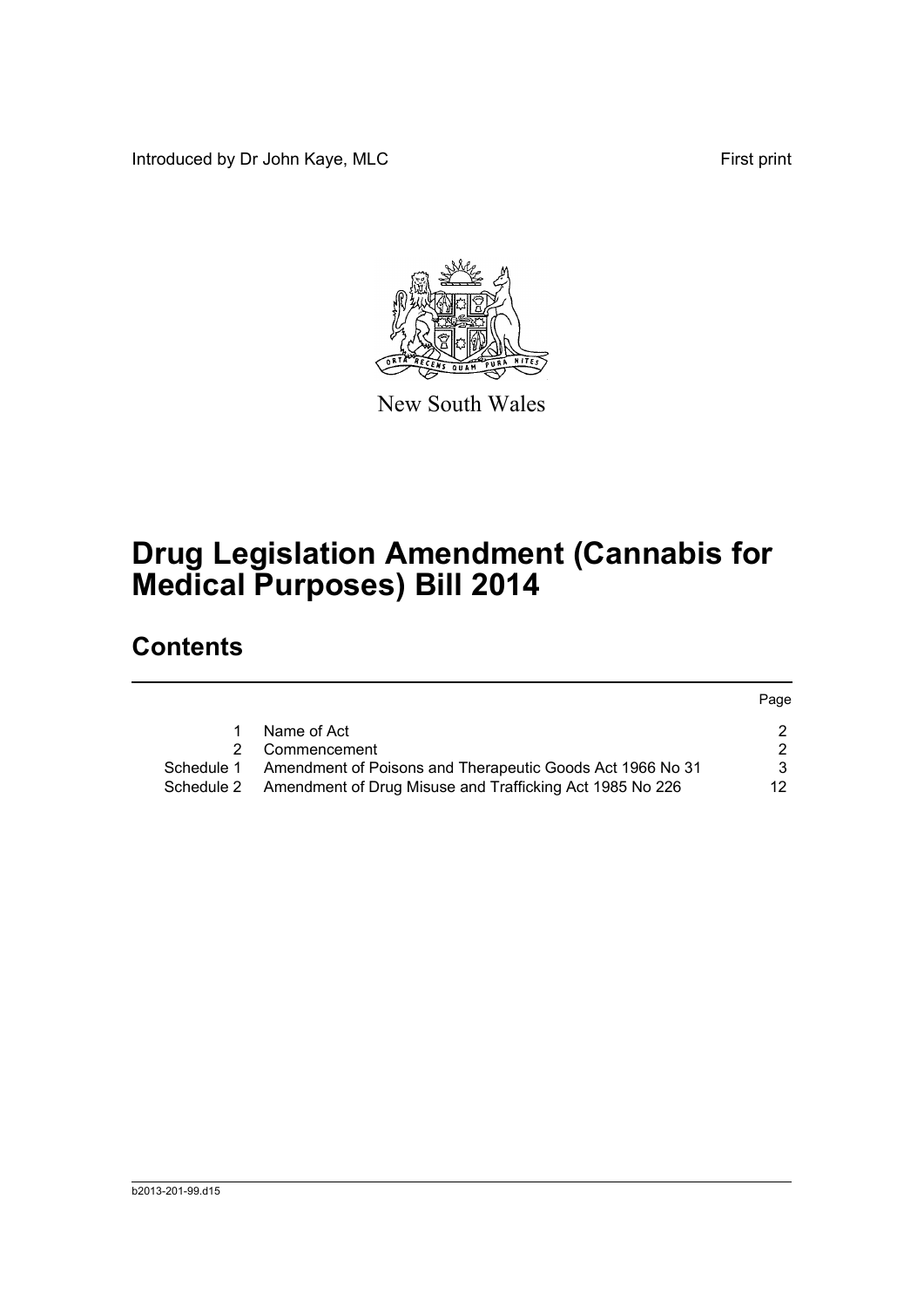Introduced by Dr John Kaye, MLC First print

New South Wales

# Drug Legislation Amendment (Cannabis for Medical Purposes) Bill 2014

## Contents

| | | Page |
|---|---|---|
| 1 | Name of Act | 2 |
| 2 | Commencement | 2 |
| Schedule 1 | Amendment of Poisons and Therapeutic Goods Act 1966 No 31 | 3 |
| Schedule 2 | Amendment of Drug Misuse and Trafficking Act 1985 No 226 | 12 |

b2013-201-99.d15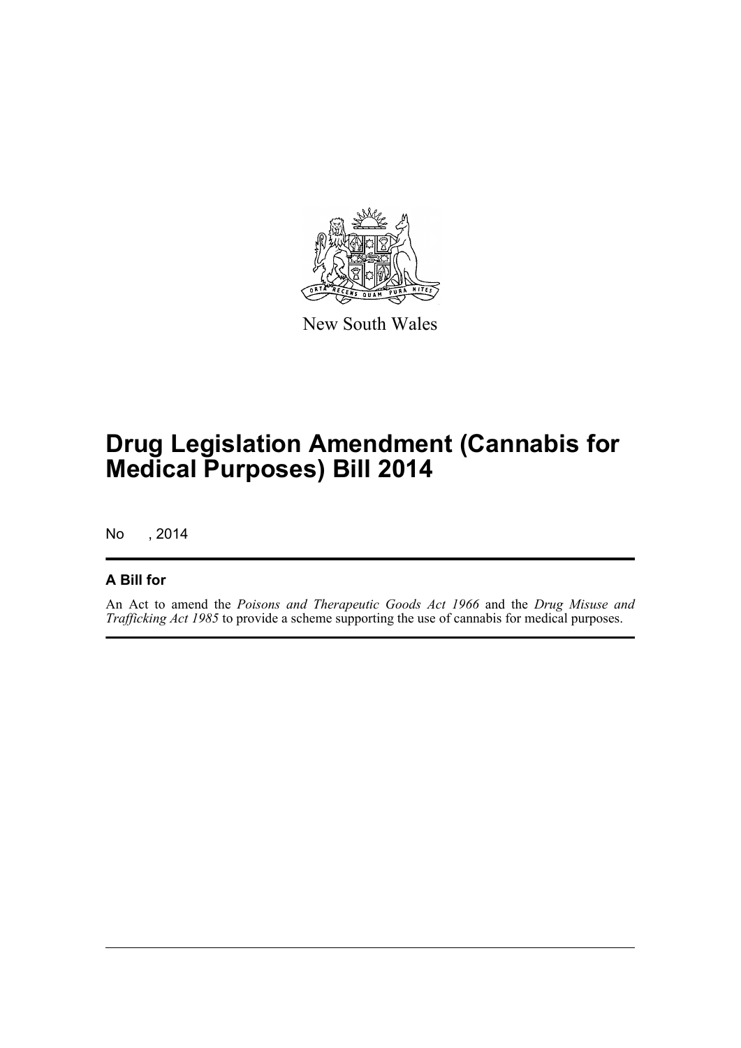New South Wales

# Drug Legislation Amendment (Cannabis for Medical Purposes) Bill 2014

No , 2014

## A Bill for

An Act to amend the *Poisons and Therapeutic Goods Act 1966* and the *Drug Misuse and Trafficking Act 1985* to provide a scheme supporting the use of cannabis for medical purposes.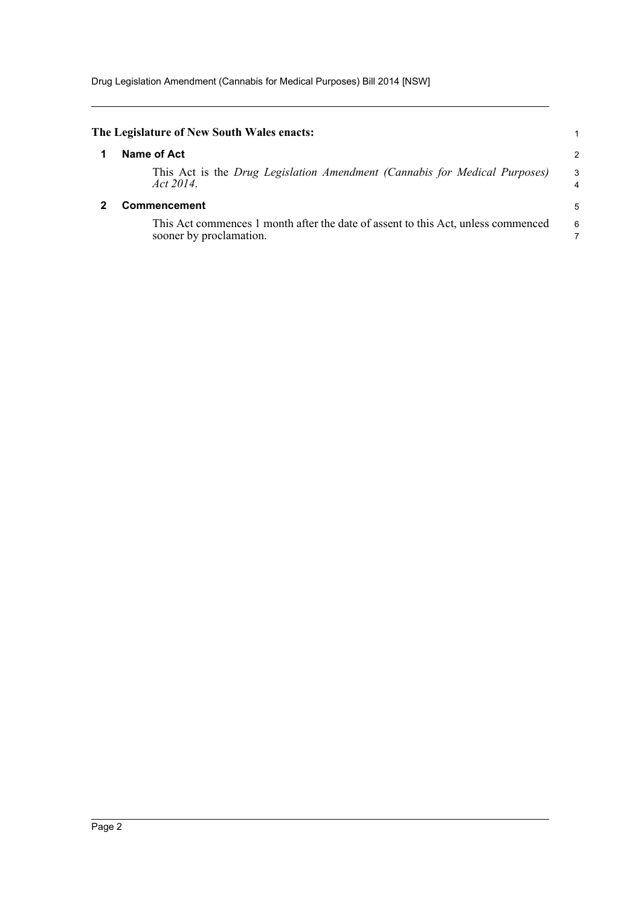**The Legislature of New South Wales enacts:**

## 1 Name of Act

This Act is the *Drug Legislation Amendment (Cannabis for Medical Purposes) Act 2014*.

## 2 Commencement

This Act commences 1 month after the date of assent to this Act, unless commenced sooner by proclamation.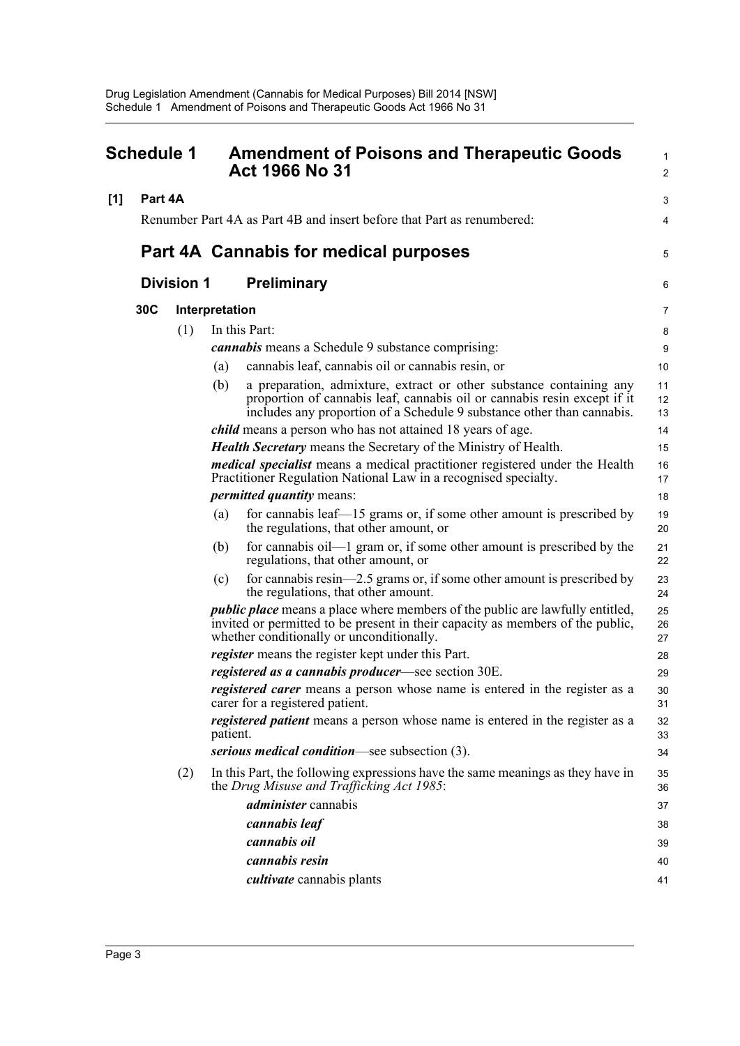# Schedule 1 Amendment of Poisons and Therapeutic Goods Act 1966 No 31

**[1] Part 4A**

Renumber Part 4A as Part 4B and insert before that Part as renumbered:

## Part 4A Cannabis for medical purposes

### Division 1 Preliminary

**30C Interpretation**

(1) In this Part:

***cannabis*** means a Schedule 9 substance comprising:

(a) cannabis leaf, cannabis oil or cannabis resin, or

(b) a preparation, admixture, extract or other substance containing any proportion of cannabis leaf, cannabis oil or cannabis resin except if it includes any proportion of a Schedule 9 substance other than cannabis.

***child*** means a person who has not attained 18 years of age.

***Health Secretary*** means the Secretary of the Ministry of Health.

***medical specialist*** means a medical practitioner registered under the Health Practitioner Regulation National Law in a recognised specialty.

***permitted quantity*** means:

(a) for cannabis leaf—15 grams or, if some other amount is prescribed by the regulations, that other amount, or

(b) for cannabis oil—1 gram or, if some other amount is prescribed by the regulations, that other amount, or

(c) for cannabis resin—2.5 grams or, if some other amount is prescribed by the regulations, that other amount.

***public place*** means a place where members of the public are lawfully entitled, invited or permitted to be present in their capacity as members of the public, whether conditionally or unconditionally.

***register*** means the register kept under this Part.

***registered as a cannabis producer***—see section 30E.

***registered carer*** means a person whose name is entered in the register as a carer for a registered patient.

***registered patient*** means a person whose name is entered in the register as a patient.

***serious medical condition***—see subsection (3).

(2) In this Part, the following expressions have the same meanings as they have in the *Drug Misuse and Trafficking Act 1985*:

***administer*** cannabis

***cannabis leaf***

***cannabis oil***

***cannabis resin***

***cultivate*** cannabis plants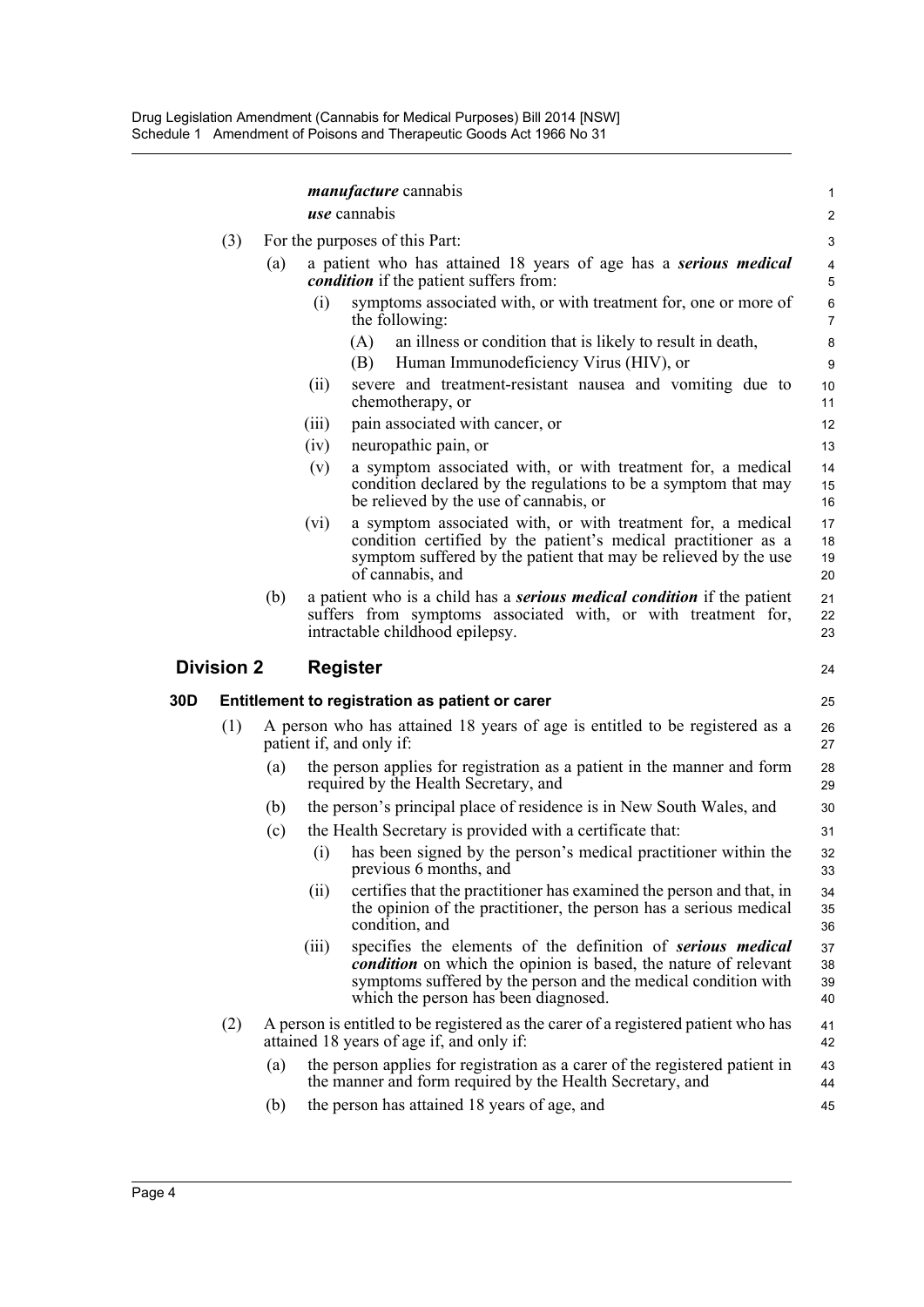***manufacture*** cannabis

***use*** cannabis

(3) For the purposes of this Part:

(a) a patient who has attained 18 years of age has a ***serious medical condition*** if the patient suffers from:

(i) symptoms associated with, or with treatment for, one or more of the following:

(A) an illness or condition that is likely to result in death,

(B) Human Immunodeficiency Virus (HIV), or

(ii) severe and treatment-resistant nausea and vomiting due to chemotherapy, or

(iii) pain associated with cancer, or

(iv) neuropathic pain, or

(v) a symptom associated with, or with treatment for, a medical condition declared by the regulations to be a symptom that may be relieved by the use of cannabis, or

(vi) a symptom associated with, or with treatment for, a medical condition certified by the patient's medical practitioner as a symptom suffered by the patient that may be relieved by the use of cannabis, and

(b) a patient who is a child has a ***serious medical condition*** if the patient suffers from symptoms associated with, or with treatment for, intractable childhood epilepsy.

## Division 2 Register

### 30D Entitlement to registration as patient or carer

(1) A person who has attained 18 years of age is entitled to be registered as a patient if, and only if:

(a) the person applies for registration as a patient in the manner and form required by the Health Secretary, and

(b) the person's principal place of residence is in New South Wales, and

(c) the Health Secretary is provided with a certificate that:

(i) has been signed by the person's medical practitioner within the previous 6 months, and

(ii) certifies that the practitioner has examined the person and that, in the opinion of the practitioner, the person has a serious medical condition, and

(iii) specifies the elements of the definition of ***serious medical condition*** on which the opinion is based, the nature of relevant symptoms suffered by the person and the medical condition with which the person has been diagnosed.

(2) A person is entitled to be registered as the carer of a registered patient who has attained 18 years of age if, and only if:

(a) the person applies for registration as a carer of the registered patient in the manner and form required by the Health Secretary, and

(b) the person has attained 18 years of age, and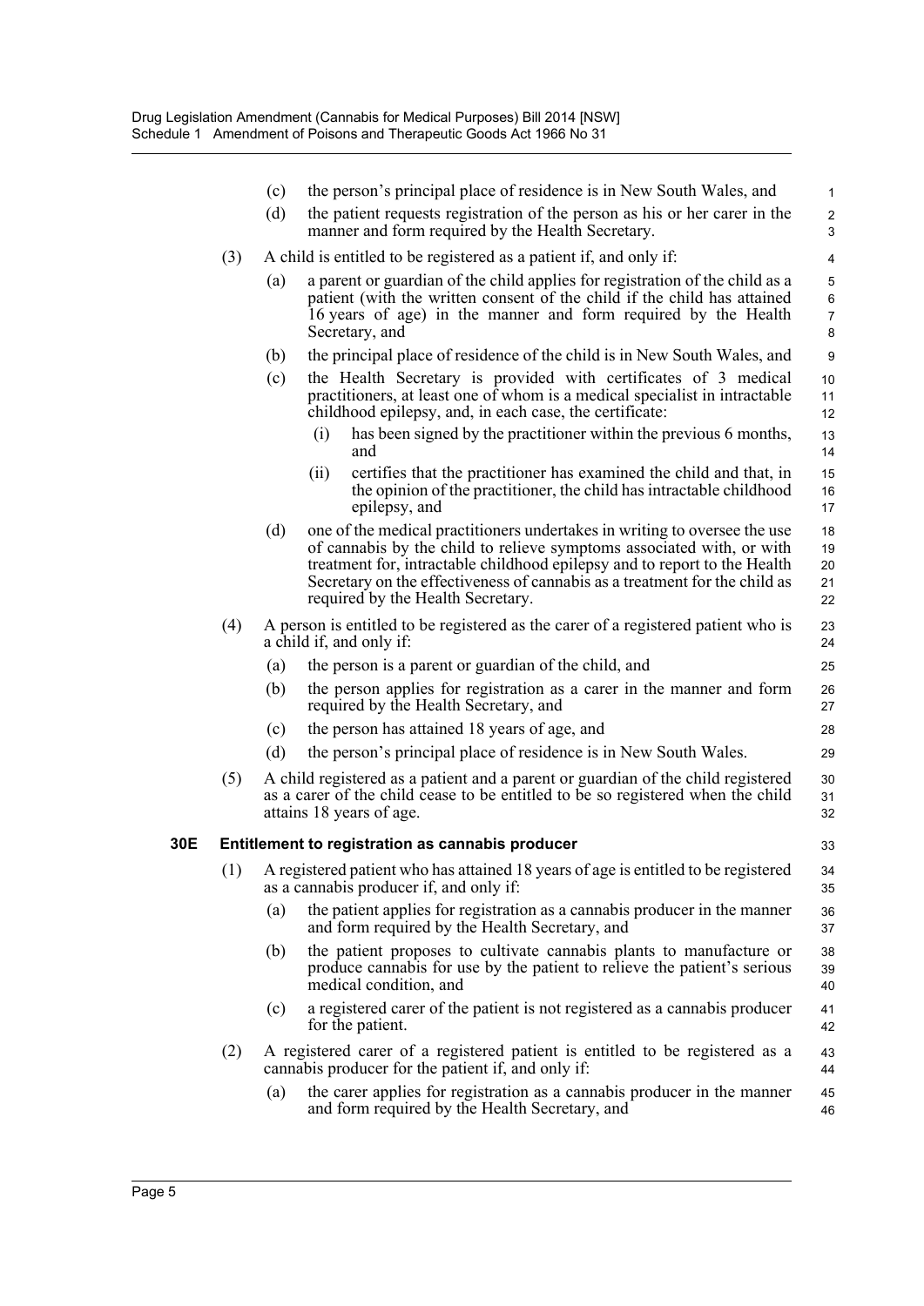(c) the person's principal place of residence is in New South Wales, and

(d) the patient requests registration of the person as his or her carer in the manner and form required by the Health Secretary.

(3) A child is entitled to be registered as a patient if, and only if:

(a) a parent or guardian of the child applies for registration of the child as a patient (with the written consent of the child if the child has attained 16 years of age) in the manner and form required by the Health Secretary, and

(b) the principal place of residence of the child is in New South Wales, and

(c) the Health Secretary is provided with certificates of 3 medical practitioners, at least one of whom is a medical specialist in intractable childhood epilepsy, and, in each case, the certificate:

(i) has been signed by the practitioner within the previous 6 months, and

(ii) certifies that the practitioner has examined the child and that, in the opinion of the practitioner, the child has intractable childhood epilepsy, and

(d) one of the medical practitioners undertakes in writing to oversee the use of cannabis by the child to relieve symptoms associated with, or with treatment for, intractable childhood epilepsy and to report to the Health Secretary on the effectiveness of cannabis as a treatment for the child as required by the Health Secretary.

(4) A person is entitled to be registered as the carer of a registered patient who is a child if, and only if:

(a) the person is a parent or guardian of the child, and

(b) the person applies for registration as a carer in the manner and form required by the Health Secretary, and

(c) the person has attained 18 years of age, and

(d) the person's principal place of residence is in New South Wales.

(5) A child registered as a patient and a parent or guardian of the child registered as a carer of the child cease to be entitled to be so registered when the child attains 18 years of age.

**30E Entitlement to registration as cannabis producer**

(1) A registered patient who has attained 18 years of age is entitled to be registered as a cannabis producer if, and only if:

(a) the patient applies for registration as a cannabis producer in the manner and form required by the Health Secretary, and

(b) the patient proposes to cultivate cannabis plants to manufacture or produce cannabis for use by the patient to relieve the patient's serious medical condition, and

(c) a registered carer of the patient is not registered as a cannabis producer for the patient.

(2) A registered carer of a registered patient is entitled to be registered as a cannabis producer for the patient if, and only if:

(a) the carer applies for registration as a cannabis producer in the manner and form required by the Health Secretary, and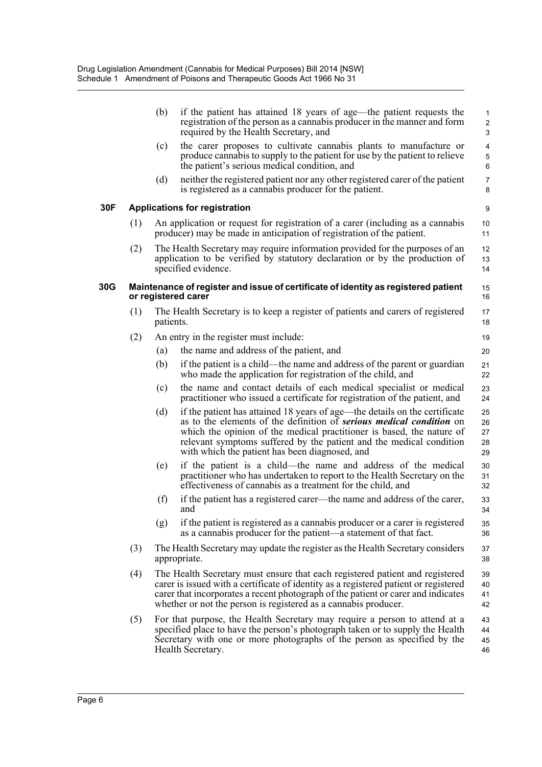(b) if the patient has attained 18 years of age—the patient requests the registration of the person as a cannabis producer in the manner and form required by the Health Secretary, and

(c) the carer proposes to cultivate cannabis plants to manufacture or produce cannabis to supply to the patient for use by the patient to relieve the patient's serious medical condition, and

(d) neither the registered patient nor any other registered carer of the patient is registered as a cannabis producer for the patient.

**30F Applications for registration**

(1) An application or request for registration of a carer (including as a cannabis producer) may be made in anticipation of registration of the patient.

(2) The Health Secretary may require information provided for the purposes of an application to be verified by statutory declaration or by the production of specified evidence.

**30G Maintenance of register and issue of certificate of identity as registered patient or registered carer**

(1) The Health Secretary is to keep a register of patients and carers of registered patients.

(2) An entry in the register must include:

(a) the name and address of the patient, and

(b) if the patient is a child—the name and address of the parent or guardian who made the application for registration of the child, and

(c) the name and contact details of each medical specialist or medical practitioner who issued a certificate for registration of the patient, and

(d) if the patient has attained 18 years of age—the details on the certificate as to the elements of the definition of ***serious medical condition*** on which the opinion of the medical practitioner is based, the nature of relevant symptoms suffered by the patient and the medical condition with which the patient has been diagnosed, and

(e) if the patient is a child—the name and address of the medical practitioner who has undertaken to report to the Health Secretary on the effectiveness of cannabis as a treatment for the child, and

(f) if the patient has a registered carer—the name and address of the carer, and

(g) if the patient is registered as a cannabis producer or a carer is registered as a cannabis producer for the patient—a statement of that fact.

(3) The Health Secretary may update the register as the Health Secretary considers appropriate.

(4) The Health Secretary must ensure that each registered patient and registered carer is issued with a certificate of identity as a registered patient or registered carer that incorporates a recent photograph of the patient or carer and indicates whether or not the person is registered as a cannabis producer.

(5) For that purpose, the Health Secretary may require a person to attend at a specified place to have the person's photograph taken or to supply the Health Secretary with one or more photographs of the person as specified by the Health Secretary.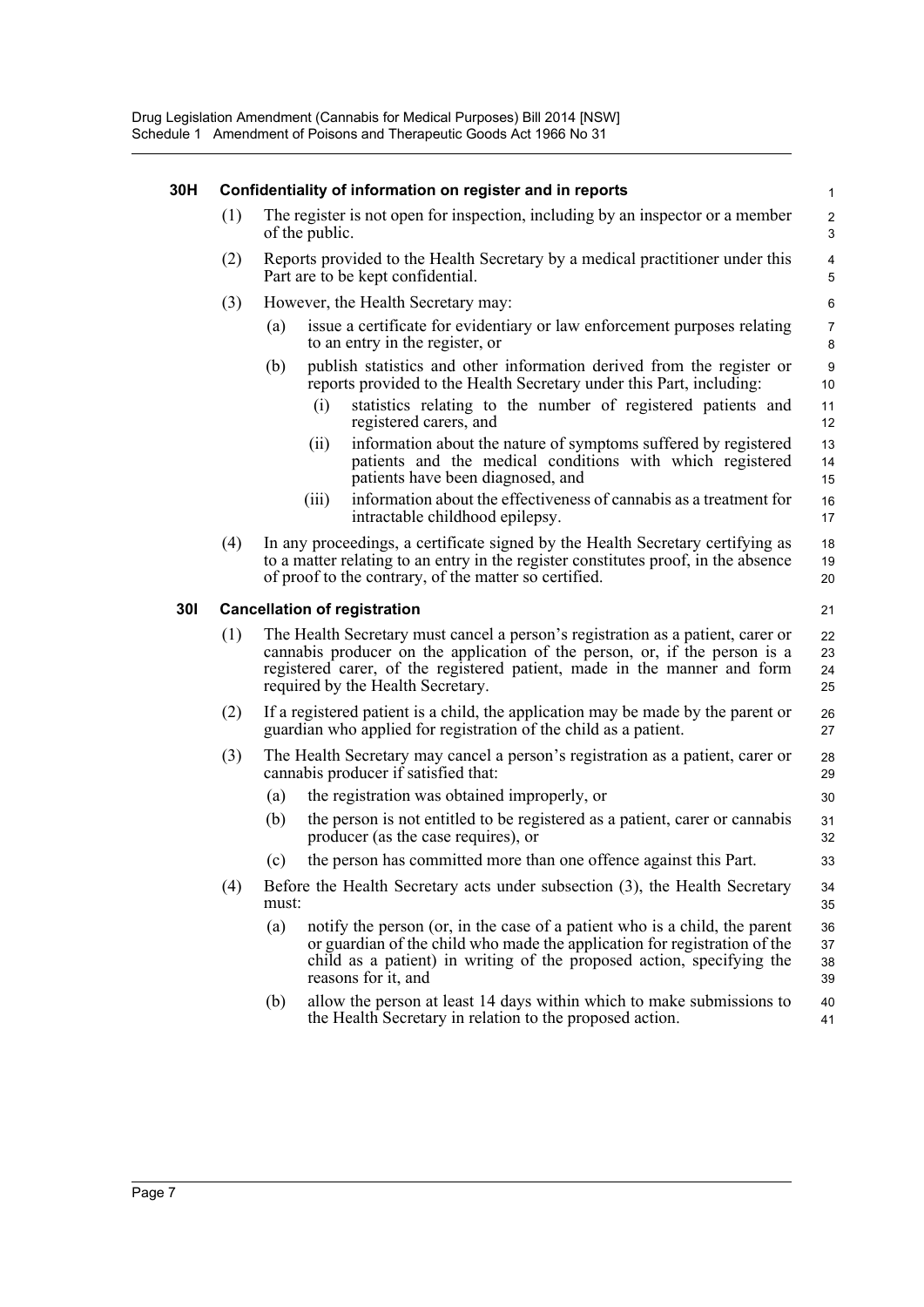**30H Confidentiality of information on register and in reports**

(1) The register is not open for inspection, including by an inspector or a member of the public.

(2) Reports provided to the Health Secretary by a medical practitioner under this Part are to be kept confidential.

(3) However, the Health Secretary may:

- (a) issue a certificate for evidentiary or law enforcement purposes relating to an entry in the register, or
- (b) publish statistics and other information derived from the register or reports provided to the Health Secretary under this Part, including:
  - (i) statistics relating to the number of registered patients and registered carers, and
  - (ii) information about the nature of symptoms suffered by registered patients and the medical conditions with which registered patients have been diagnosed, and
  - (iii) information about the effectiveness of cannabis as a treatment for intractable childhood epilepsy.

(4) In any proceedings, a certificate signed by the Health Secretary certifying as to a matter relating to an entry in the register constitutes proof, in the absence of proof to the contrary, of the matter so certified.

**30I Cancellation of registration**

(1) The Health Secretary must cancel a person's registration as a patient, carer or cannabis producer on the application of the person, or, if the person is a registered carer, of the registered patient, made in the manner and form required by the Health Secretary.

(2) If a registered patient is a child, the application may be made by the parent or guardian who applied for registration of the child as a patient.

(3) The Health Secretary may cancel a person's registration as a patient, carer or cannabis producer if satisfied that:

- (a) the registration was obtained improperly, or
- (b) the person is not entitled to be registered as a patient, carer or cannabis producer (as the case requires), or
- (c) the person has committed more than one offence against this Part.

(4) Before the Health Secretary acts under subsection (3), the Health Secretary must:

- (a) notify the person (or, in the case of a patient who is a child, the parent or guardian of the child who made the application for registration of the child as a patient) in writing of the proposed action, specifying the reasons for it, and
- (b) allow the person at least 14 days within which to make submissions to the Health Secretary in relation to the proposed action.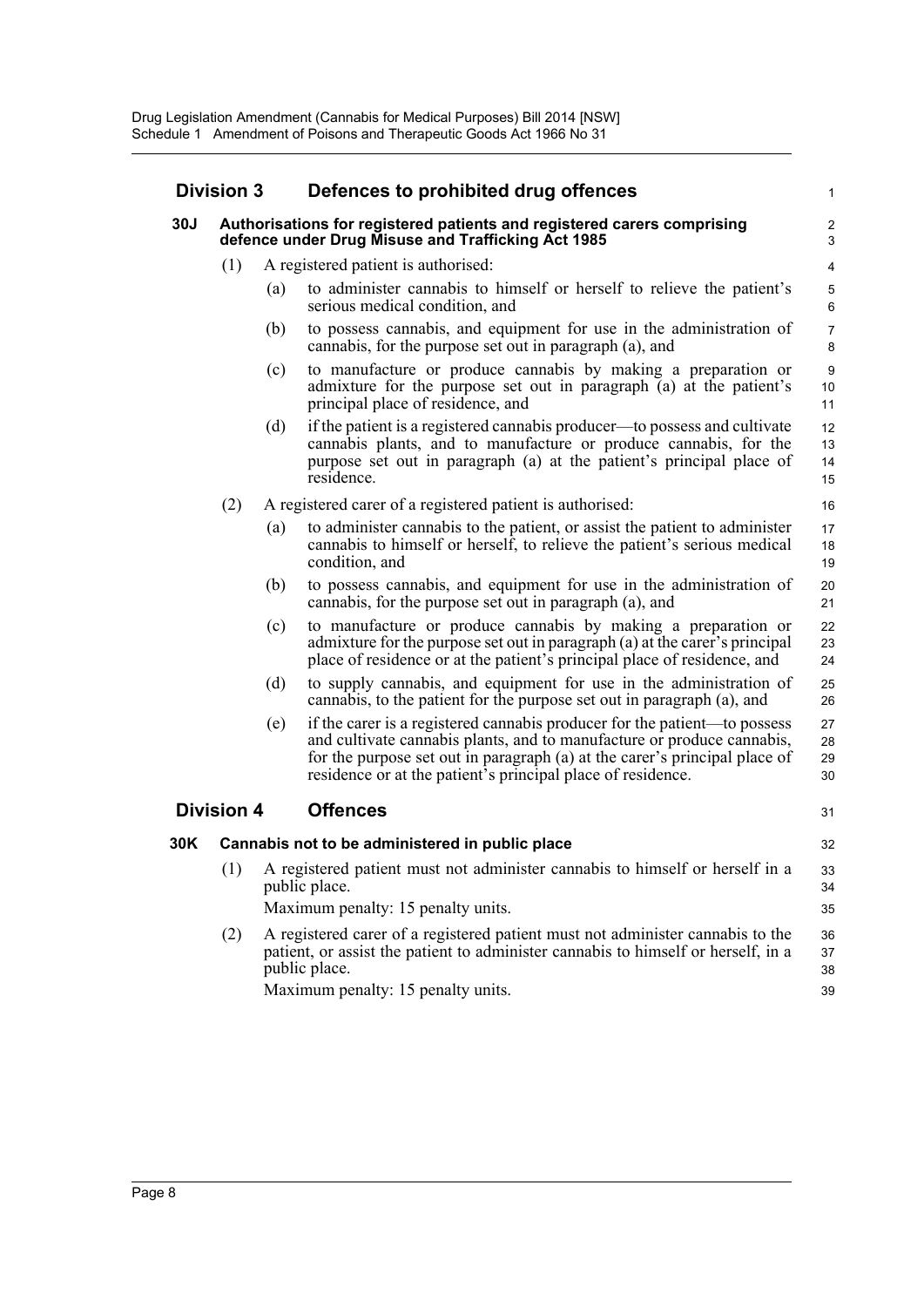## Division 3 Defences to prohibited drug offences

### 30J Authorisations for registered patients and registered carers comprising defence under Drug Misuse and Trafficking Act 1985

(1) A registered patient is authorised:

(a) to administer cannabis to himself or herself to relieve the patient's serious medical condition, and

(b) to possess cannabis, and equipment for use in the administration of cannabis, for the purpose set out in paragraph (a), and

(c) to manufacture or produce cannabis by making a preparation or admixture for the purpose set out in paragraph (a) at the patient's principal place of residence, and

(d) if the patient is a registered cannabis producer—to possess and cultivate cannabis plants, and to manufacture or produce cannabis, for the purpose set out in paragraph (a) at the patient's principal place of residence.

(2) A registered carer of a registered patient is authorised:

(a) to administer cannabis to the patient, or assist the patient to administer cannabis to himself or herself, to relieve the patient's serious medical condition, and

(b) to possess cannabis, and equipment for use in the administration of cannabis, for the purpose set out in paragraph (a), and

(c) to manufacture or produce cannabis by making a preparation or admixture for the purpose set out in paragraph (a) at the carer's principal place of residence or at the patient's principal place of residence, and

(d) to supply cannabis, and equipment for use in the administration of cannabis, to the patient for the purpose set out in paragraph (a), and

(e) if the carer is a registered cannabis producer for the patient—to possess and cultivate cannabis plants, and to manufacture or produce cannabis, for the purpose set out in paragraph (a) at the carer's principal place of residence or at the patient's principal place of residence.

## Division 4 Offences

### 30K Cannabis not to be administered in public place

(1) A registered patient must not administer cannabis to himself or herself in a public place.

Maximum penalty: 15 penalty units.

(2) A registered carer of a registered patient must not administer cannabis to the patient, or assist the patient to administer cannabis to himself or herself, in a public place.

Maximum penalty: 15 penalty units.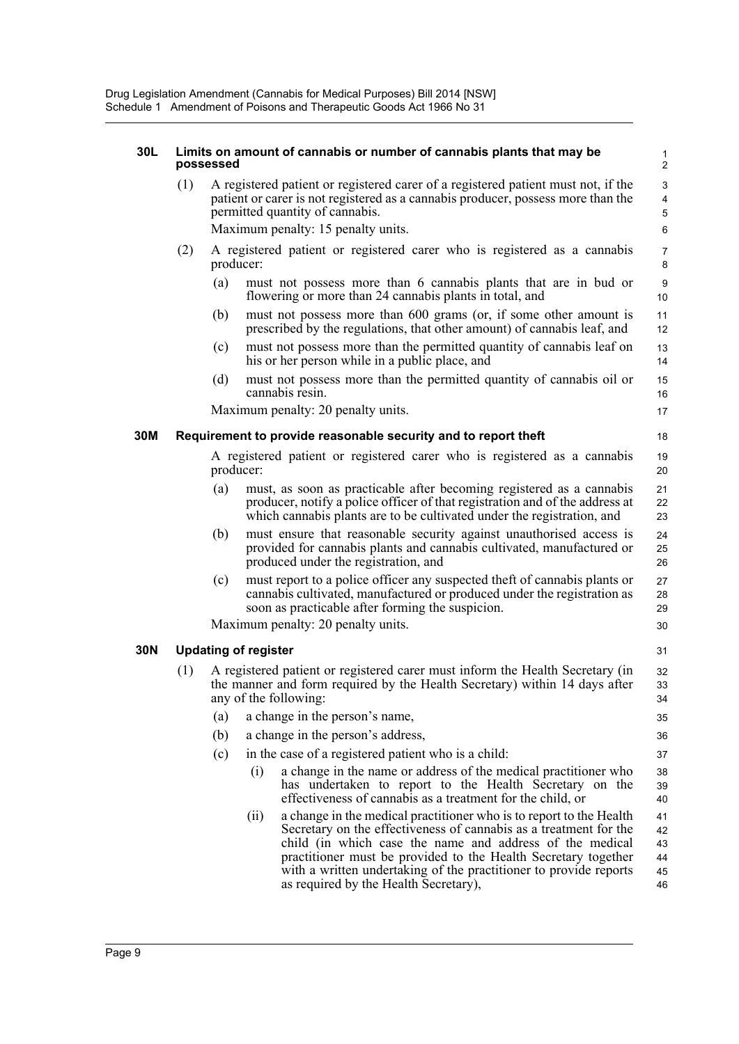**30L Limits on amount of cannabis or number of cannabis plants that may be possessed**

(1) A registered patient or registered carer of a registered patient must not, if the patient or carer is not registered as a cannabis producer, possess more than the permitted quantity of cannabis.

Maximum penalty: 15 penalty units.

(2) A registered patient or registered carer who is registered as a cannabis producer:

(a) must not possess more than 6 cannabis plants that are in bud or flowering or more than 24 cannabis plants in total, and

(b) must not possess more than 600 grams (or, if some other amount is prescribed by the regulations, that other amount) of cannabis leaf, and

(c) must not possess more than the permitted quantity of cannabis leaf on his or her person while in a public place, and

(d) must not possess more than the permitted quantity of cannabis oil or cannabis resin.

Maximum penalty: 20 penalty units.

**30M Requirement to provide reasonable security and to report theft**

A registered patient or registered carer who is registered as a cannabis producer:

(a) must, as soon as practicable after becoming registered as a cannabis producer, notify a police officer of that registration and of the address at which cannabis plants are to be cultivated under the registration, and

(b) must ensure that reasonable security against unauthorised access is provided for cannabis plants and cannabis cultivated, manufactured or produced under the registration, and

(c) must report to a police officer any suspected theft of cannabis plants or cannabis cultivated, manufactured or produced under the registration as soon as practicable after forming the suspicion.

Maximum penalty: 20 penalty units.

**30N Updating of register**

(1) A registered patient or registered carer must inform the Health Secretary (in the manner and form required by the Health Secretary) within 14 days after any of the following:

(a) a change in the person's name,

(b) a change in the person's address,

(c) in the case of a registered patient who is a child:

(i) a change in the name or address of the medical practitioner who has undertaken to report to the Health Secretary on the effectiveness of cannabis as a treatment for the child, or

(ii) a change in the medical practitioner who is to report to the Health Secretary on the effectiveness of cannabis as a treatment for the child (in which case the name and address of the medical practitioner must be provided to the Health Secretary together with a written undertaking of the practitioner to provide reports as required by the Health Secretary),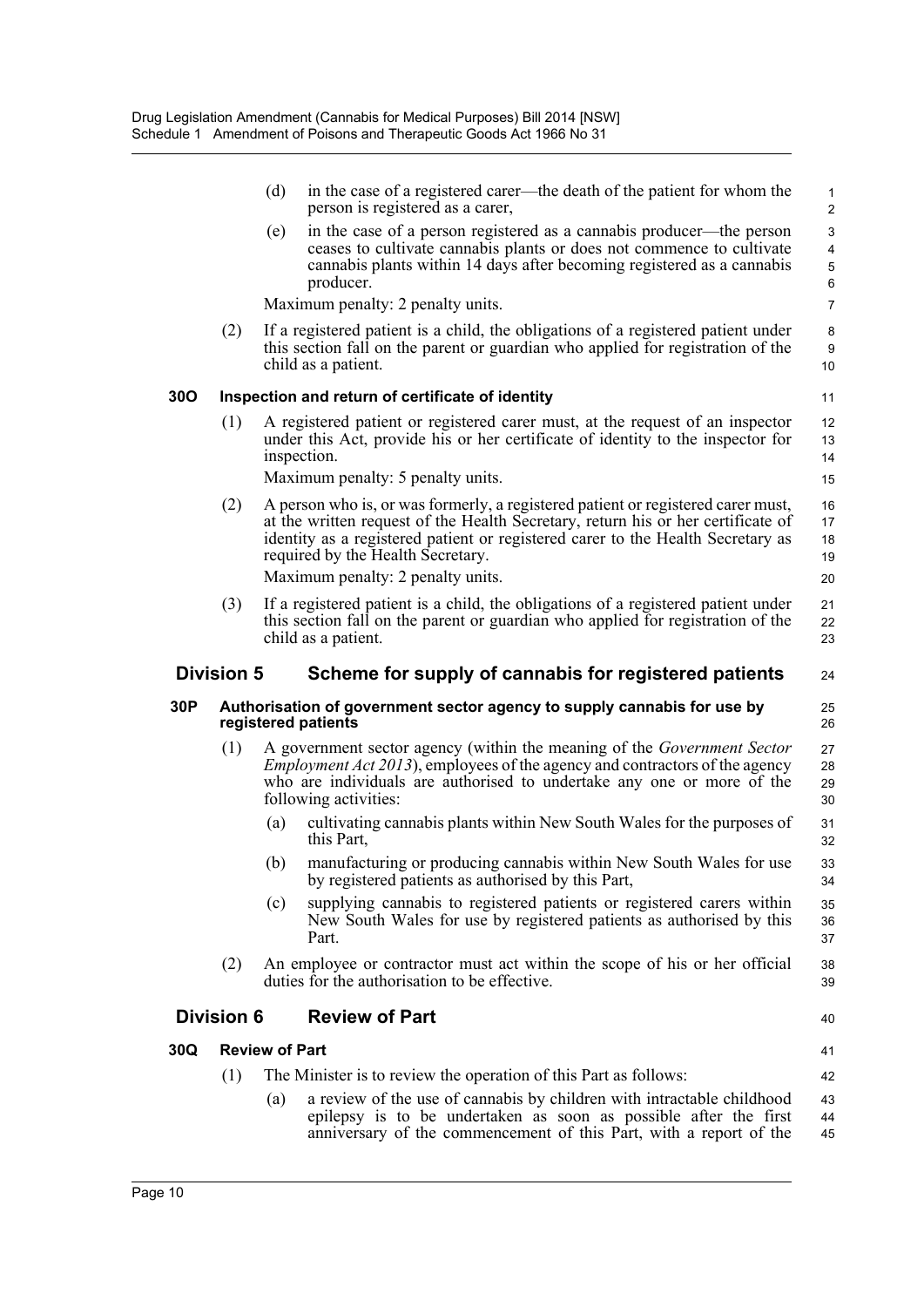(d) in the case of a registered carer—the death of the patient for whom the person is registered as a carer,

(e) in the case of a person registered as a cannabis producer—the person ceases to cultivate cannabis plants or does not commence to cultivate cannabis plants within 14 days after becoming registered as a cannabis producer.

Maximum penalty: 2 penalty units.

(2) If a registered patient is a child, the obligations of a registered patient under this section fall on the parent or guardian who applied for registration of the child as a patient.

### 30O Inspection and return of certificate of identity

(1) A registered patient or registered carer must, at the request of an inspector under this Act, provide his or her certificate of identity to the inspector for inspection.

Maximum penalty: 5 penalty units.

(2) A person who is, or was formerly, a registered patient or registered carer must, at the written request of the Health Secretary, return his or her certificate of identity as a registered patient or registered carer to the Health Secretary as required by the Health Secretary.

Maximum penalty: 2 penalty units.

(3) If a registered patient is a child, the obligations of a registered patient under this section fall on the parent or guardian who applied for registration of the child as a patient.

## Division 5 Scheme for supply of cannabis for registered patients

### 30P Authorisation of government sector agency to supply cannabis for use by registered patients

(1) A government sector agency (within the meaning of the *Government Sector Employment Act 2013*), employees of the agency and contractors of the agency who are individuals are authorised to undertake any one or more of the following activities:

(a) cultivating cannabis plants within New South Wales for the purposes of this Part,

(b) manufacturing or producing cannabis within New South Wales for use by registered patients as authorised by this Part,

(c) supplying cannabis to registered patients or registered carers within New South Wales for use by registered patients as authorised by this Part.

(2) An employee or contractor must act within the scope of his or her official duties for the authorisation to be effective.

## Division 6 Review of Part

### 30Q Review of Part

(1) The Minister is to review the operation of this Part as follows:

(a) a review of the use of cannabis by children with intractable childhood epilepsy is to be undertaken as soon as possible after the first anniversary of the commencement of this Part, with a report of the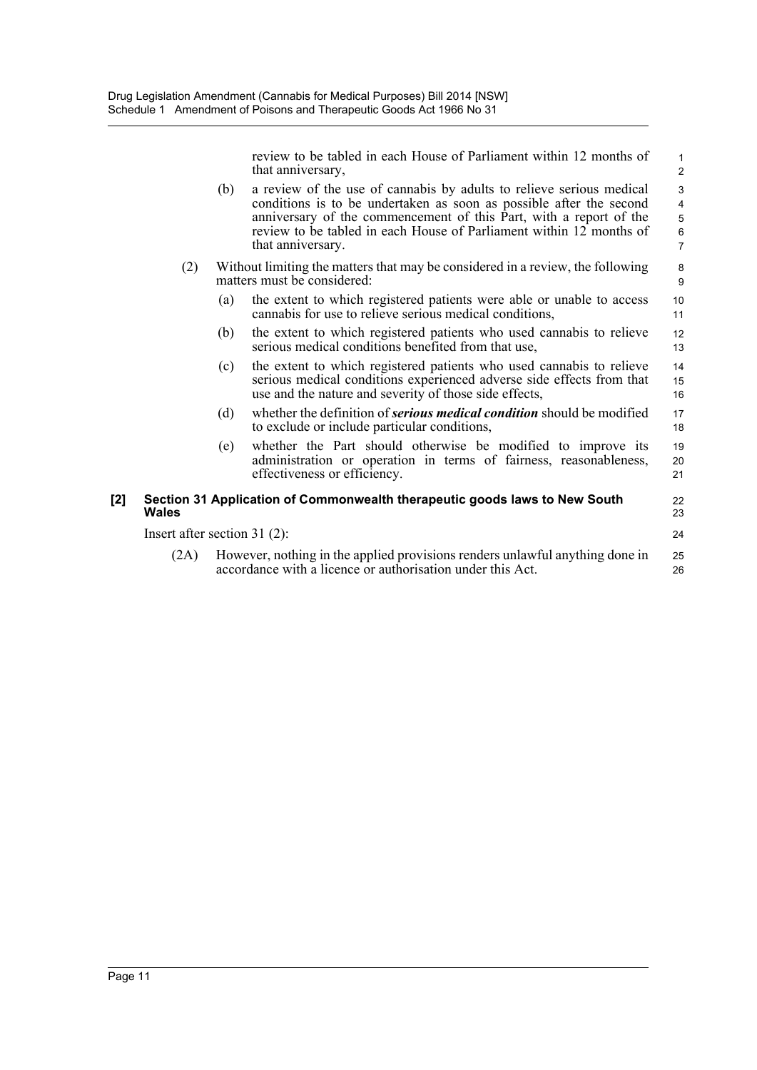review to be tabled in each House of Parliament within 12 months of that anniversary,

(b) a review of the use of cannabis by adults to relieve serious medical conditions is to be undertaken as soon as possible after the second anniversary of the commencement of this Part, with a report of the review to be tabled in each House of Parliament within 12 months of that anniversary.

(2) Without limiting the matters that may be considered in a review, the following matters must be considered:

(a) the extent to which registered patients were able or unable to access cannabis for use to relieve serious medical conditions,

(b) the extent to which registered patients who used cannabis to relieve serious medical conditions benefited from that use,

(c) the extent to which registered patients who used cannabis to relieve serious medical conditions experienced adverse side effects from that use and the nature and severity of those side effects,

(d) whether the definition of ***serious medical condition*** should be modified to exclude or include particular conditions,

(e) whether the Part should otherwise be modified to improve its administration or operation in terms of fairness, reasonableness, effectiveness or efficiency.

**[2] Section 31 Application of Commonwealth therapeutic goods laws to New South Wales**

Insert after section 31 (2):

(2A) However, nothing in the applied provisions renders unlawful anything done in accordance with a licence or authorisation under this Act.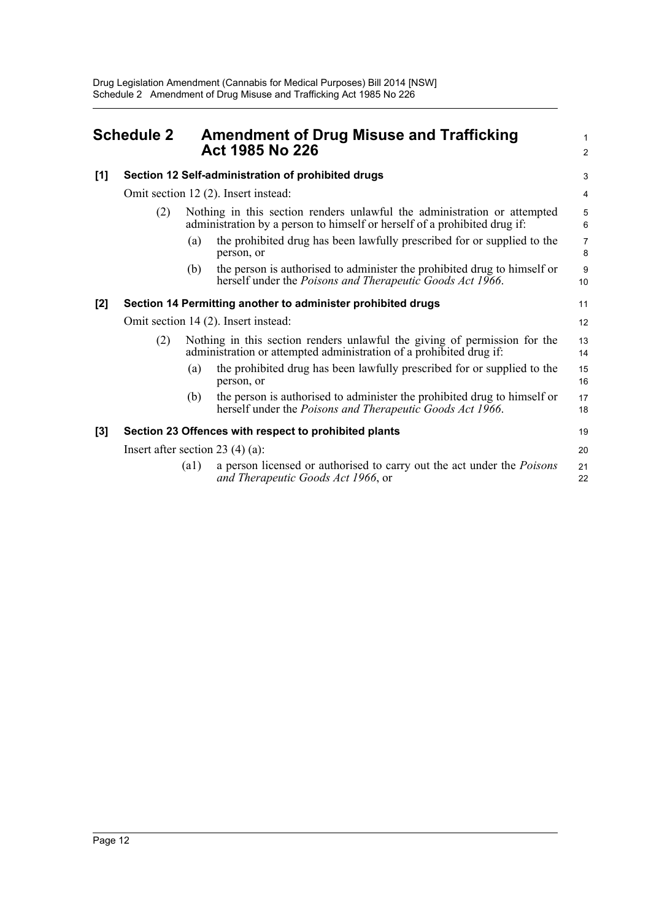## Schedule 2 Amendment of Drug Misuse and Trafficking Act 1985 No 226

### [1] Section 12 Self-administration of prohibited drugs

Omit section 12 (2). Insert instead:

(2) Nothing in this section renders unlawful the administration or attempted administration by a person to himself or herself of a prohibited drug if:

(a) the prohibited drug has been lawfully prescribed for or supplied to the person, or

(b) the person is authorised to administer the prohibited drug to himself or herself under the *Poisons and Therapeutic Goods Act 1966*.

### [2] Section 14 Permitting another to administer prohibited drugs

Omit section 14 (2). Insert instead:

(2) Nothing in this section renders unlawful the giving of permission for the administration or attempted administration of a prohibited drug if:

(a) the prohibited drug has been lawfully prescribed for or supplied to the person, or

(b) the person is authorised to administer the prohibited drug to himself or herself under the *Poisons and Therapeutic Goods Act 1966*.

### [3] Section 23 Offences with respect to prohibited plants

Insert after section 23 (4) (a):

(a1) a person licensed or authorised to carry out the act under the *Poisons and Therapeutic Goods Act 1966*, or